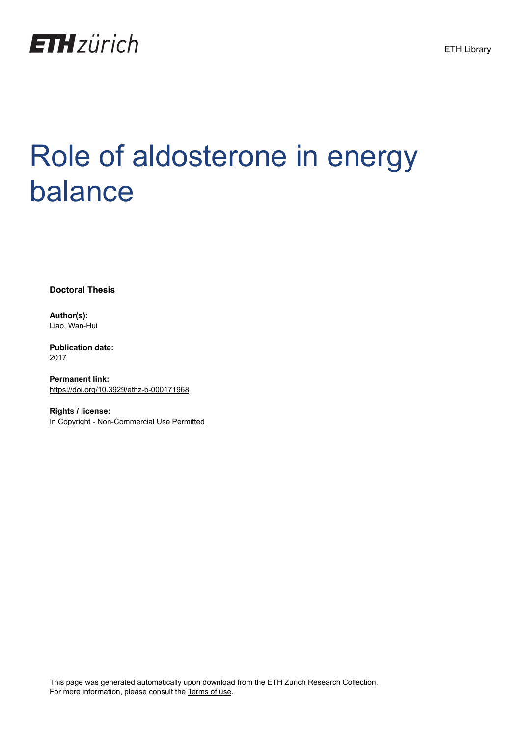ETH Library

# Role of aldosterone in energy balance

**Doctoral Thesis**

**Author(s):**
Liao, Wan-Hui

**Publication date:**
2017

**Permanent link:**
https://doi.org/10.3929/ethz-b-000171968

**Rights / license:**
In Copyright - Non-Commercial Use Permitted

This page was generated automatically upon download from the ETH Zurich Research Collection.
For more information, please consult the Terms of use.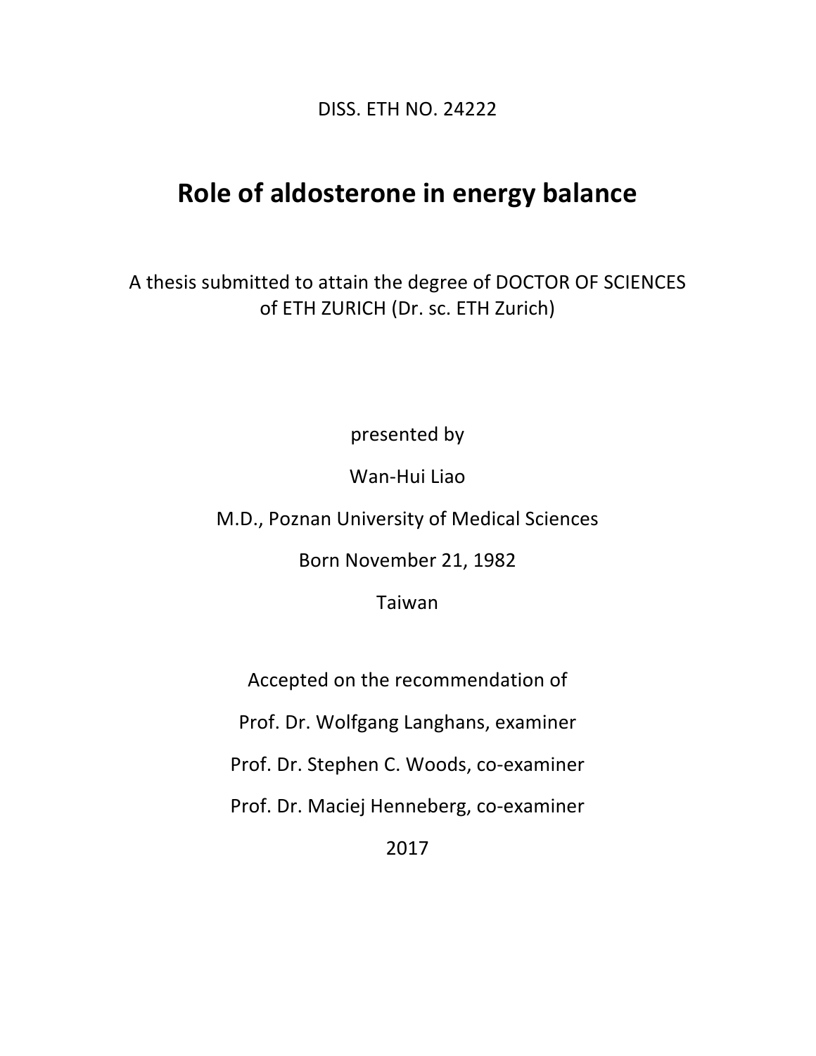DISS. ETH NO. 24222

# Role of aldosterone in energy balance

A thesis submitted to attain the degree of DOCTOR OF SCIENCES of ETH ZURICH (Dr. sc. ETH Zurich)

presented by

Wan-Hui Liao

M.D., Poznan University of Medical Sciences

Born November 21, 1982

Taiwan

Accepted on the recommendation of

Prof. Dr. Wolfgang Langhans, examiner

Prof. Dr. Stephen C. Woods, co-examiner

Prof. Dr. Maciej Henneberg, co-examiner

2017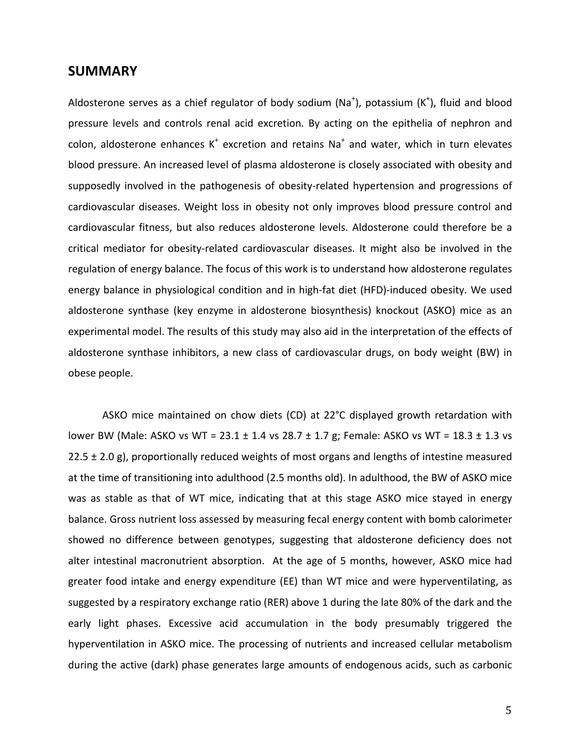## SUMMARY

Aldosterone serves as a chief regulator of body sodium ($Na^+$), potassium ($K^+$), fluid and blood pressure levels and controls renal acid excretion. By acting on the epithelia of nephron and colon, aldosterone enhances $K^+$ excretion and retains $Na^+$ and water, which in turn elevates blood pressure. An increased level of plasma aldosterone is closely associated with obesity and supposedly involved in the pathogenesis of obesity-related hypertension and progressions of cardiovascular diseases. Weight loss in obesity not only improves blood pressure control and cardiovascular fitness, but also reduces aldosterone levels. Aldosterone could therefore be a critical mediator for obesity-related cardiovascular diseases. It might also be involved in the regulation of energy balance. The focus of this work is to understand how aldosterone regulates energy balance in physiological condition and in high-fat diet (HFD)-induced obesity. We used aldosterone synthase (key enzyme in aldosterone biosynthesis) knockout (ASKO) mice as an experimental model. The results of this study may also aid in the interpretation of the effects of aldosterone synthase inhibitors, a new class of cardiovascular drugs, on body weight (BW) in obese people.

ASKO mice maintained on chow diets (CD) at 22°C displayed growth retardation with lower BW (Male: ASKO vs WT = 23.1 ± 1.4 vs 28.7 ± 1.7 g; Female: ASKO vs WT = 18.3 ± 1.3 vs 22.5 ± 2.0 g), proportionally reduced weights of most organs and lengths of intestine measured at the time of transitioning into adulthood (2.5 months old). In adulthood, the BW of ASKO mice was as stable as that of WT mice, indicating that at this stage ASKO mice stayed in energy balance. Gross nutrient loss assessed by measuring fecal energy content with bomb calorimeter showed no difference between genotypes, suggesting that aldosterone deficiency does not alter intestinal macronutrient absorption. At the age of 5 months, however, ASKO mice had greater food intake and energy expenditure (EE) than WT mice and were hyperventilating, as suggested by a respiratory exchange ratio (RER) above 1 during the late 80% of the dark and the early light phases. Excessive acid accumulation in the body presumably triggered the hyperventilation in ASKO mice. The processing of nutrients and increased cellular metabolism during the active (dark) phase generates large amounts of endogenous acids, such as carbonic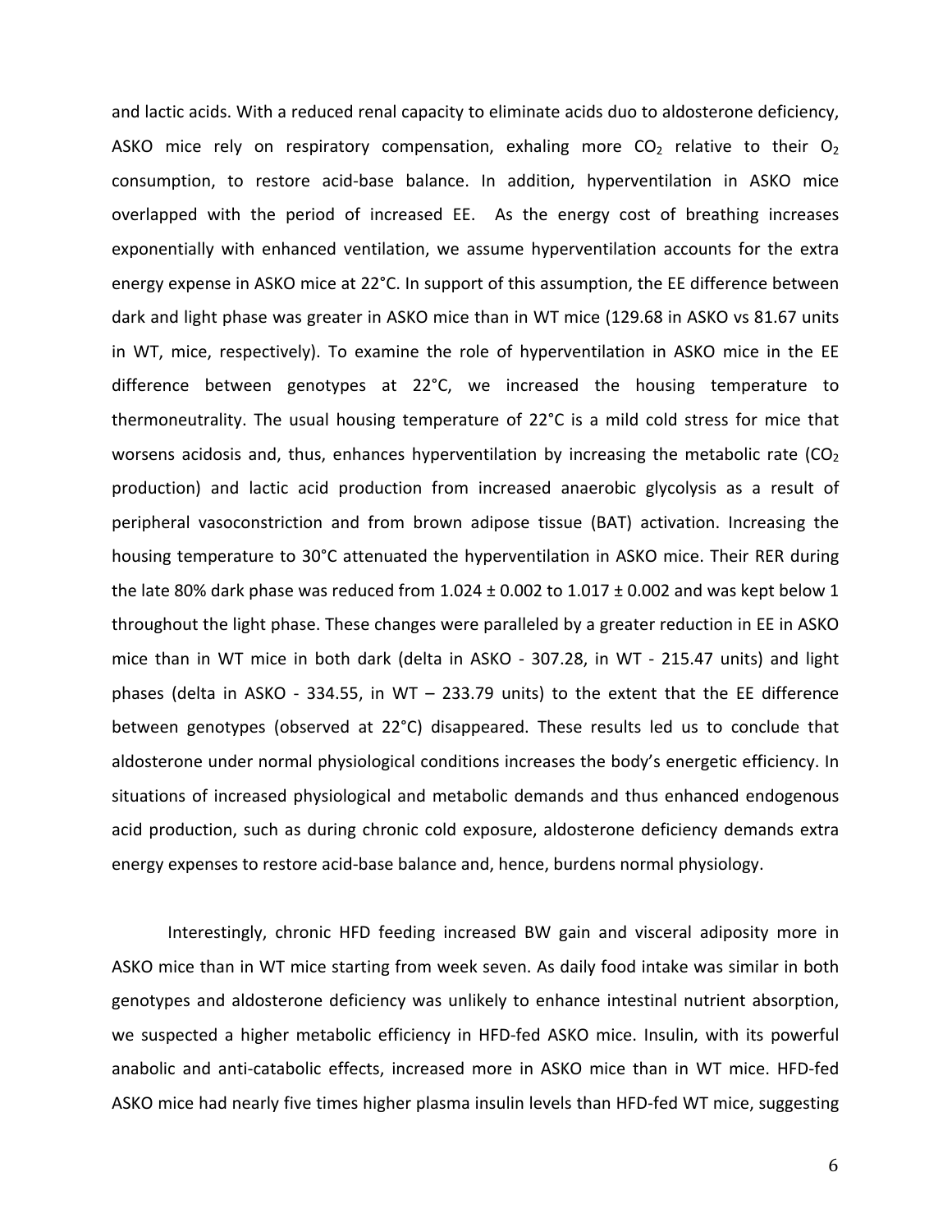and lactic acids. With a reduced renal capacity to eliminate acids duo to aldosterone deficiency, ASKO mice rely on respiratory compensation, exhaling more $CO_2$ relative to their $O_2$ consumption, to restore acid-base balance. In addition, hyperventilation in ASKO mice overlapped with the period of increased EE. As the energy cost of breathing increases exponentially with enhanced ventilation, we assume hyperventilation accounts for the extra energy expense in ASKO mice at 22°C. In support of this assumption, the EE difference between dark and light phase was greater in ASKO mice than in WT mice (129.68 in ASKO vs 81.67 units in WT, mice, respectively). To examine the role of hyperventilation in ASKO mice in the EE difference between genotypes at 22°C, we increased the housing temperature to thermoneutrality. The usual housing temperature of 22°C is a mild cold stress for mice that worsens acidosis and, thus, enhances hyperventilation by increasing the metabolic rate ($CO_2$ production) and lactic acid production from increased anaerobic glycolysis as a result of peripheral vasoconstriction and from brown adipose tissue (BAT) activation. Increasing the housing temperature to 30°C attenuated the hyperventilation in ASKO mice. Their RER during the late 80% dark phase was reduced from $1.024 \pm 0.002$ to $1.017 \pm 0.002$ and was kept below 1 throughout the light phase. These changes were paralleled by a greater reduction in EE in ASKO mice than in WT mice in both dark (delta in ASKO - 307.28, in WT - 215.47 units) and light phases (delta in ASKO - 334.55, in WT – 233.79 units) to the extent that the EE difference between genotypes (observed at 22°C) disappeared. These results led us to conclude that aldosterone under normal physiological conditions increases the body's energetic efficiency. In situations of increased physiological and metabolic demands and thus enhanced endogenous acid production, such as during chronic cold exposure, aldosterone deficiency demands extra energy expenses to restore acid-base balance and, hence, burdens normal physiology.

Interestingly, chronic HFD feeding increased BW gain and visceral adiposity more in ASKO mice than in WT mice starting from week seven. As daily food intake was similar in both genotypes and aldosterone deficiency was unlikely to enhance intestinal nutrient absorption, we suspected a higher metabolic efficiency in HFD-fed ASKO mice. Insulin, with its powerful anabolic and anti-catabolic effects, increased more in ASKO mice than in WT mice. HFD-fed ASKO mice had nearly five times higher plasma insulin levels than HFD-fed WT mice, suggesting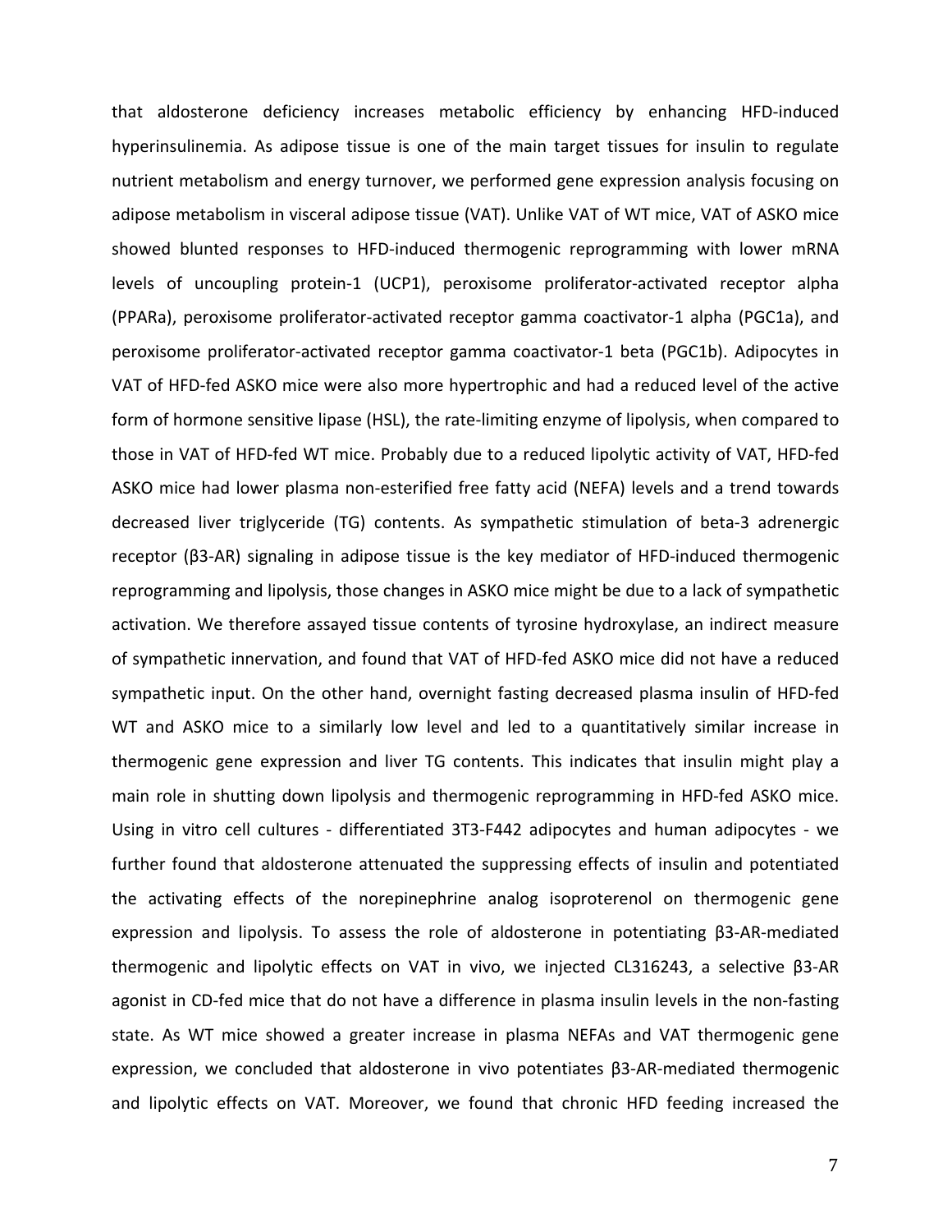that aldosterone deficiency increases metabolic efficiency by enhancing HFD-induced hyperinsulinemia. As adipose tissue is one of the main target tissues for insulin to regulate nutrient metabolism and energy turnover, we performed gene expression analysis focusing on adipose metabolism in visceral adipose tissue (VAT). Unlike VAT of WT mice, VAT of ASKO mice showed blunted responses to HFD-induced thermogenic reprogramming with lower mRNA levels of uncoupling protein-1 (UCP1), peroxisome proliferator-activated receptor alpha (PPARa), peroxisome proliferator-activated receptor gamma coactivator-1 alpha (PGC1a), and peroxisome proliferator-activated receptor gamma coactivator-1 beta (PGC1b). Adipocytes in VAT of HFD-fed ASKO mice were also more hypertrophic and had a reduced level of the active form of hormone sensitive lipase (HSL), the rate-limiting enzyme of lipolysis, when compared to those in VAT of HFD-fed WT mice. Probably due to a reduced lipolytic activity of VAT, HFD-fed ASKO mice had lower plasma non-esterified free fatty acid (NEFA) levels and a trend towards decreased liver triglyceride (TG) contents. As sympathetic stimulation of beta-3 adrenergic receptor (β3-AR) signaling in adipose tissue is the key mediator of HFD-induced thermogenic reprogramming and lipolysis, those changes in ASKO mice might be due to a lack of sympathetic activation. We therefore assayed tissue contents of tyrosine hydroxylase, an indirect measure of sympathetic innervation, and found that VAT of HFD-fed ASKO mice did not have a reduced sympathetic input. On the other hand, overnight fasting decreased plasma insulin of HFD-fed WT and ASKO mice to a similarly low level and led to a quantitatively similar increase in thermogenic gene expression and liver TG contents. This indicates that insulin might play a main role in shutting down lipolysis and thermogenic reprogramming in HFD-fed ASKO mice. Using in vitro cell cultures - differentiated 3T3-F442 adipocytes and human adipocytes - we further found that aldosterone attenuated the suppressing effects of insulin and potentiated the activating effects of the norepinephrine analog isoproterenol on thermogenic gene expression and lipolysis. To assess the role of aldosterone in potentiating β3-AR-mediated thermogenic and lipolytic effects on VAT in vivo, we injected CL316243, a selective β3-AR agonist in CD-fed mice that do not have a difference in plasma insulin levels in the non-fasting state. As WT mice showed a greater increase in plasma NEFAs and VAT thermogenic gene expression, we concluded that aldosterone in vivo potentiates β3-AR-mediated thermogenic and lipolytic effects on VAT. Moreover, we found that chronic HFD feeding increased the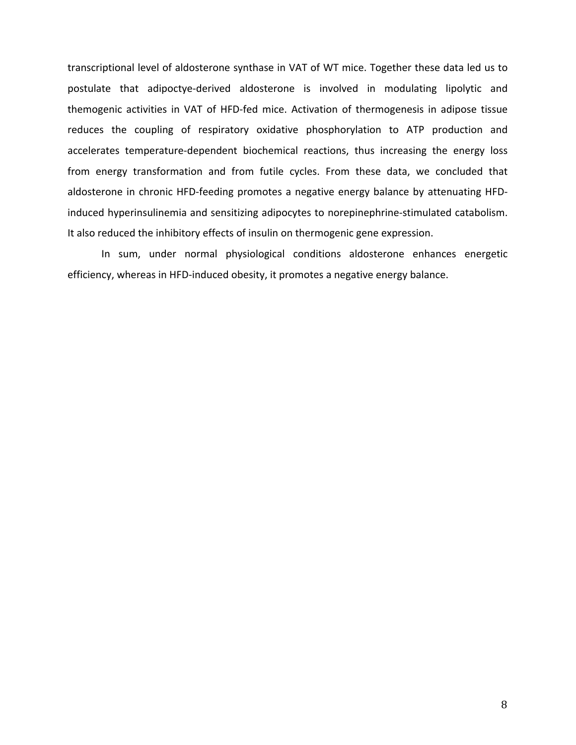transcriptional level of aldosterone synthase in VAT of WT mice. Together these data led us to postulate that adipoctye-derived aldosterone is involved in modulating lipolytic and themogenic activities in VAT of HFD-fed mice. Activation of thermogenesis in adipose tissue reduces the coupling of respiratory oxidative phosphorylation to ATP production and accelerates temperature-dependent biochemical reactions, thus increasing the energy loss from energy transformation and from futile cycles. From these data, we concluded that aldosterone in chronic HFD-feeding promotes a negative energy balance by attenuating HFD-induced hyperinsulinemia and sensitizing adipocytes to norepinephrine-stimulated catabolism. It also reduced the inhibitory effects of insulin on thermogenic gene expression.

In sum, under normal physiological conditions aldosterone enhances energetic efficiency, whereas in HFD-induced obesity, it promotes a negative energy balance.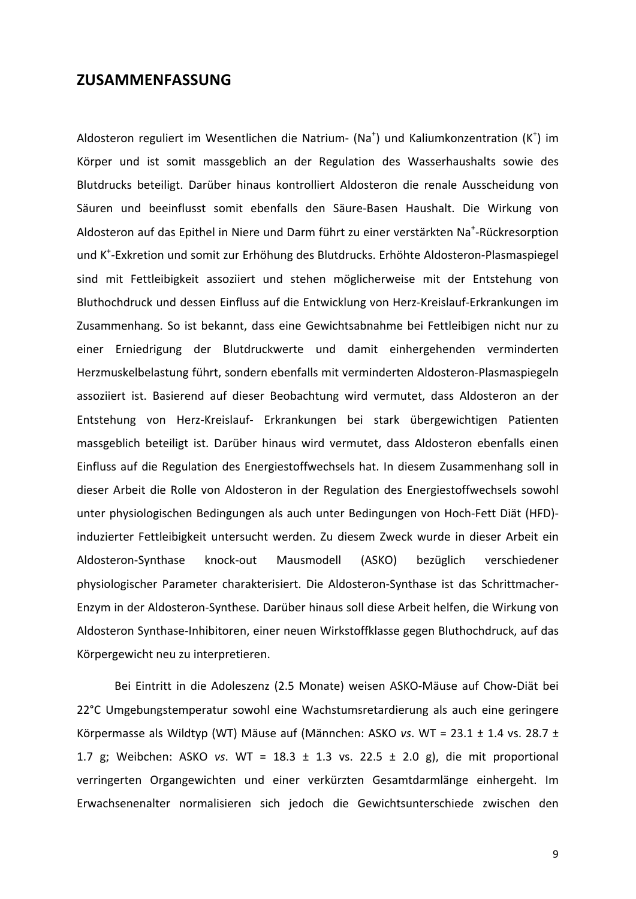## ZUSAMMENFASSUNG

Aldosteron reguliert im Wesentlichen die Natrium- ($Na^+$) und Kaliumkonzentration ($K^+$) im Körper und ist somit massgeblich an der Regulation des Wasserhaushalts sowie des Blutdrucks beteiligt. Darüber hinaus kontrolliert Aldosteron die renale Ausscheidung von Säuren und beeinflusst somit ebenfalls den Säure-Basen Haushalt. Die Wirkung von Aldosteron auf das Epithel in Niere und Darm führt zu einer verstärkten $Na^+$-Rückresorption und $K^+$-Exkretion und somit zur Erhöhung des Blutdrucks. Erhöhte Aldosteron-Plasmaspiegel sind mit Fettleibigkeit assoziiert und stehen möglicherweise mit der Entstehung von Bluthochdruck und dessen Einfluss auf die Entwicklung von Herz-Kreislauf-Erkrankungen im Zusammenhang. So ist bekannt, dass eine Gewichtsabnahme bei Fettleibigen nicht nur zu einer Erniedrigung der Blutdruckwerte und damit einhergehenden verminderten Herzmuskelbelastung führt, sondern ebenfalls mit verminderten Aldosteron-Plasmaspiegeln assoziiert ist. Basierend auf dieser Beobachtung wird vermutet, dass Aldosteron an der Entstehung von Herz-Kreislauf- Erkrankungen bei stark übergewichtigen Patienten massgeblich beteiligt ist. Darüber hinaus wird vermutet, dass Aldosteron ebenfalls einen Einfluss auf die Regulation des Energiestoffwechsels hat. In diesem Zusammenhang soll in dieser Arbeit die Rolle von Aldosteron in der Regulation des Energiestoffwechsels sowohl unter physiologischen Bedingungen als auch unter Bedingungen von Hoch-Fett Diät (HFD)-induzierter Fettleibigkeit untersucht werden. Zu diesem Zweck wurde in dieser Arbeit ein Aldosteron-Synthase knock-out Mausmodell (ASKO) bezüglich verschiedener physiologischer Parameter charakterisiert. Die Aldosteron-Synthase ist das Schrittmacher-Enzym in der Aldosteron-Synthese. Darüber hinaus soll diese Arbeit helfen, die Wirkung von Aldosteron Synthase-Inhibitoren, einer neuen Wirkstoffklasse gegen Bluthochdruck, auf das Körpergewicht neu zu interpretieren.

Bei Eintritt in die Adoleszenz (2.5 Monate) weisen ASKO-Mäuse auf Chow-Diät bei 22°C Umgebungstemperatur sowohl eine Wachstumsretardierung als auch eine geringere Körpermasse als Wildtyp (WT) Mäuse auf (Männchen: ASKO *vs*. WT = 23.1 ± 1.4 vs. 28.7 ± 1.7 g; Weibchen: ASKO *vs*. WT = 18.3 ± 1.3 vs. 22.5 ± 2.0 g), die mit proportional verringerten Organgewichten und einer verkürzten Gesamtdarmlänge einhergeht. Im Erwachsenenalter normalisieren sich jedoch die Gewichtsunterschiede zwischen den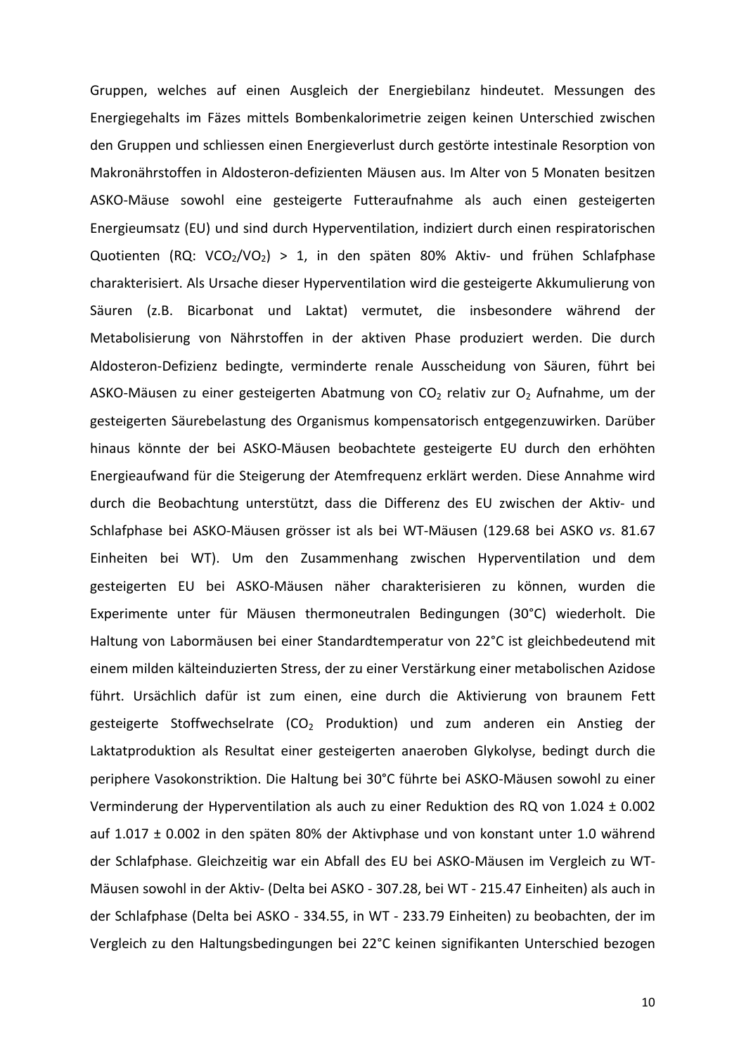Gruppen, welches auf einen Ausgleich der Energiebilanz hindeutet. Messungen des Energiegehalts im Fäzes mittels Bombenkalorimetrie zeigen keinen Unterschied zwischen den Gruppen und schliessen einen Energieverlust durch gestörte intestinale Resorption von Makronährstoffen in Aldosteron-defizienten Mäusen aus. Im Alter von 5 Monaten besitzen ASKO-Mäuse sowohl eine gesteigerte Futteraufnahme als auch einen gesteigerten Energieumsatz (EU) und sind durch Hyperventilation, indiziert durch einen respiratorischen Quotienten (RQ: $VCO_2/VO_2$) > 1, in den späten 80% Aktiv- und frühen Schlafphase charakterisiert. Als Ursache dieser Hyperventilation wird die gesteigerte Akkumulierung von Säuren (z.B. Bicarbonat und Laktat) vermutet, die insbesondere während der Metabolisierung von Nährstoffen in der aktiven Phase produziert werden. Die durch Aldosteron-Defizienz bedingte, verminderte renale Ausscheidung von Säuren, führt bei ASKO-Mäusen zu einer gesteigerten Abatmung von $CO_2$ relativ zur $O_2$ Aufnahme, um der gesteigerten Säurebelastung des Organismus kompensatorisch entgegenzuwirken. Darüber hinaus könnte der bei ASKO-Mäusen beobachtete gesteigerte EU durch den erhöhten Energieaufwand für die Steigerung der Atemfrequenz erklärt werden. Diese Annahme wird durch die Beobachtung unterstützt, dass die Differenz des EU zwischen der Aktiv- und Schlafphase bei ASKO-Mäusen grösser ist als bei WT-Mäusen (129.68 bei ASKO *vs*. 81.67 Einheiten bei WT). Um den Zusammenhang zwischen Hyperventilation und dem gesteigerten EU bei ASKO-Mäusen näher charakterisieren zu können, wurden die Experimente unter für Mäusen thermoneutralen Bedingungen (30°C) wiederholt. Die Haltung von Labormäusen bei einer Standardtemperatur von 22°C ist gleichbedeutend mit einem milden kälteinduzierten Stress, der zu einer Verstärkung einer metabolischen Azidose führt. Ursächlich dafür ist zum einen, eine durch die Aktivierung von braunem Fett gesteigerte Stoffwechselrate ($CO_2$ Produktion) und zum anderen ein Anstieg der Laktatproduktion als Resultat einer gesteigerten anaeroben Glykolyse, bedingt durch die periphere Vasokonstriktion. Die Haltung bei 30°C führte bei ASKO-Mäusen sowohl zu einer Verminderung der Hyperventilation als auch zu einer Reduktion des RQ von 1.024 ± 0.002 auf 1.017 ± 0.002 in den späten 80% der Aktivphase und von konstant unter 1.0 während der Schlafphase. Gleichzeitig war ein Abfall des EU bei ASKO-Mäusen im Vergleich zu WT-Mäusen sowohl in der Aktiv- (Delta bei ASKO - 307.28, bei WT - 215.47 Einheiten) als auch in der Schlafphase (Delta bei ASKO - 334.55, in WT - 233.79 Einheiten) zu beobachten, der im Vergleich zu den Haltungsbedingungen bei 22°C keinen signifikanten Unterschied bezogen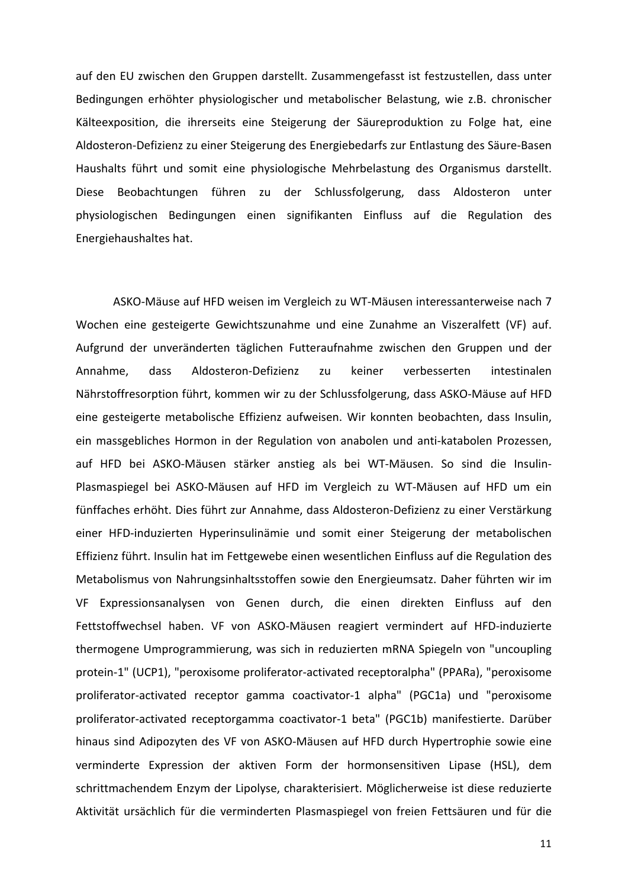auf den EU zwischen den Gruppen darstellt. Zusammengefasst ist festzustellen, dass unter Bedingungen erhöhter physiologischer und metabolischer Belastung, wie z.B. chronischer Kälteexposition, die ihrerseits eine Steigerung der Säureproduktion zu Folge hat, eine Aldosteron-Defizienz zu einer Steigerung des Energiebedarfs zur Entlastung des Säure-Basen Haushalts führt und somit eine physiologische Mehrbelastung des Organismus darstellt. Diese Beobachtungen führen zu der Schlussfolgerung, dass Aldosteron unter physiologischen Bedingungen einen signifikanten Einfluss auf die Regulation des Energiehaushaltes hat.

ASKO-Mäuse auf HFD weisen im Vergleich zu WT-Mäusen interessanterweise nach 7 Wochen eine gesteigerte Gewichtszunahme und eine Zunahme an Viszeralfett (VF) auf. Aufgrund der unveränderten täglichen Futteraufnahme zwischen den Gruppen und der Annahme, dass Aldosteron-Defizienz zu keiner verbesserten intestinalen Nährstoffresorption führt, kommen wir zu der Schlussfolgerung, dass ASKO-Mäuse auf HFD eine gesteigerte metabolische Effizienz aufweisen. Wir konnten beobachten, dass Insulin, ein massgebliches Hormon in der Regulation von anabolen und anti-katabolen Prozessen, auf HFD bei ASKO-Mäusen stärker anstieg als bei WT-Mäusen. So sind die Insulin-Plasmaspiegel bei ASKO-Mäusen auf HFD im Vergleich zu WT-Mäusen auf HFD um ein fünffaches erhöht. Dies führt zur Annahme, dass Aldosteron-Defizienz zu einer Verstärkung einer HFD-induzierten Hyperinsulinämie und somit einer Steigerung der metabolischen Effizienz führt. Insulin hat im Fettgewebe einen wesentlichen Einfluss auf die Regulation des Metabolismus von Nahrungsinhaltsstoffen sowie den Energieumsatz. Daher führten wir im VF Expressionsanalysen von Genen durch, die einen direkten Einfluss auf den Fettstoffwechsel haben. VF von ASKO-Mäusen reagiert vermindert auf HFD-induzierte thermogene Umprogrammierung, was sich in reduzierten mRNA Spiegeln von "uncoupling protein-1" (UCP1), "peroxisome proliferator-activated receptoralpha" (PPARa), "peroxisome proliferator-activated receptor gamma coactivator-1 alpha" (PGC1a) und "peroxisome proliferator-activated receptorgamma coactivator-1 beta" (PGC1b) manifestierte. Darüber hinaus sind Adipozyten des VF von ASKO-Mäusen auf HFD durch Hypertrophie sowie eine verminderte Expression der aktiven Form der hormonsensitiven Lipase (HSL), dem schrittmachendem Enzym der Lipolyse, charakterisiert. Möglicherweise ist diese reduzierte Aktivität ursächlich für die verminderten Plasmaspiegel von freien Fettsäuren und für die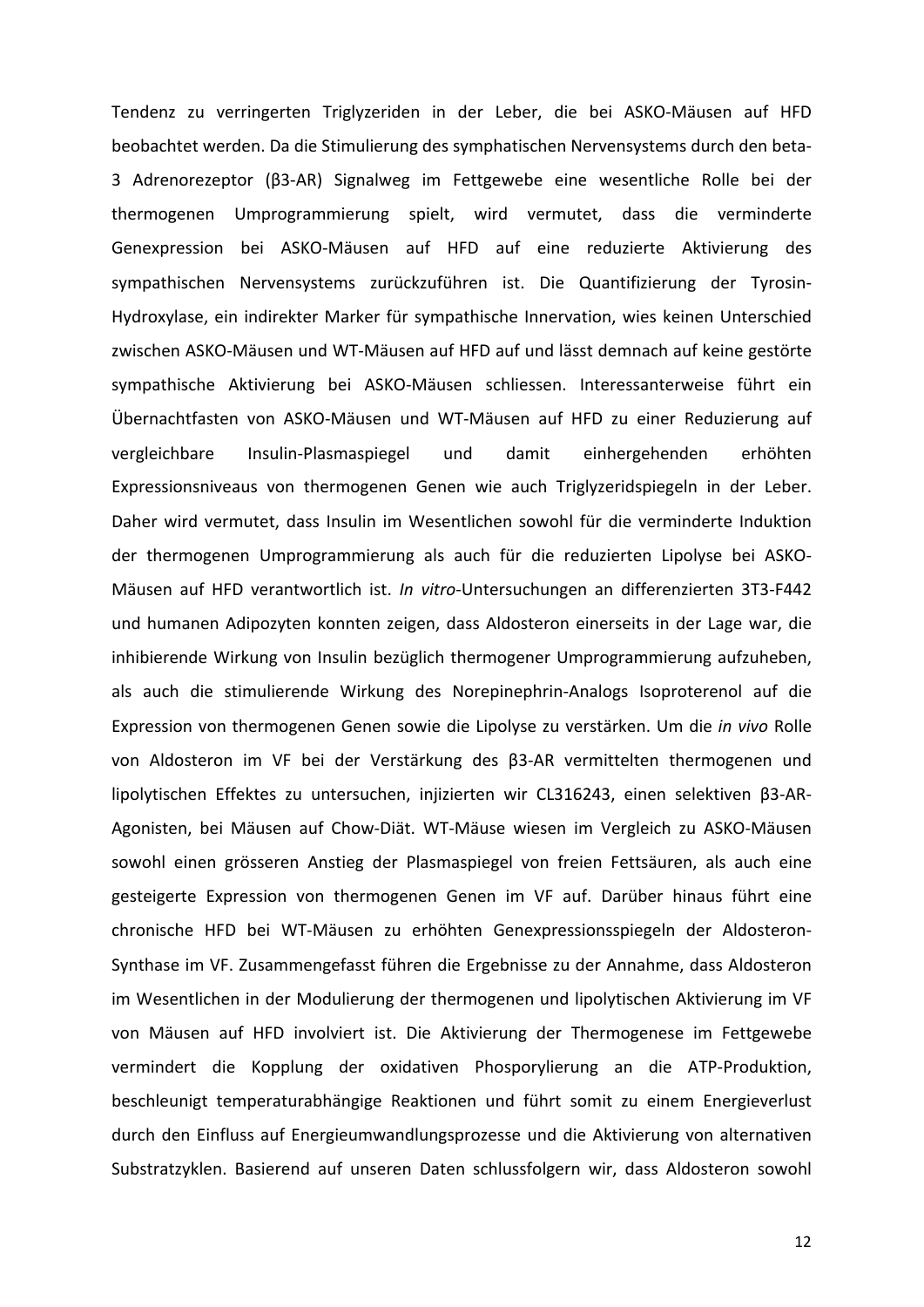Tendenz zu verringerten Triglyzeriden in der Leber, die bei ASKO-Mäusen auf HFD beobachtet werden. Da die Stimulierung des symphatischen Nervensystems durch den beta-3 Adrenorezeptor (β3-AR) Signalweg im Fettgewebe eine wesentliche Rolle bei der thermogenen Umprogrammierung spielt, wird vermutet, dass die verminderte Genexpression bei ASKO-Mäusen auf HFD auf eine reduzierte Aktivierung des sympathischen Nervensystems zurückzuführen ist. Die Quantifizierung der Tyrosin-Hydroxylase, ein indirekter Marker für sympathische Innervation, wies keinen Unterschied zwischen ASKO-Mäusen und WT-Mäusen auf HFD auf und lässt demnach auf keine gestörte sympathische Aktivierung bei ASKO-Mäusen schliessen. Interessanterweise führt ein Übernachtfasten von ASKO-Mäusen und WT-Mäusen auf HFD zu einer Reduzierung auf vergleichbare Insulin-Plasmaspiegel und damit einhergehenden erhöhten Expressionsniveaus von thermogenen Genen wie auch Triglyzeridspiegeln in der Leber. Daher wird vermutet, dass Insulin im Wesentlichen sowohl für die verminderte Induktion der thermogenen Umprogrammierung als auch für die reduzierten Lipolyse bei ASKO-Mäusen auf HFD verantwortlich ist. *In vitro*-Untersuchungen an differenzierten 3T3-F442 und humanen Adipozyten konnten zeigen, dass Aldosteron einerseits in der Lage war, die inhibierende Wirkung von Insulin bezüglich thermogener Umprogrammierung aufzuheben, als auch die stimulierende Wirkung des Norepinephrin-Analogs Isoproterenol auf die Expression von thermogenen Genen sowie die Lipolyse zu verstärken. Um die *in vivo* Rolle von Aldosteron im VF bei der Verstärkung des β3-AR vermittelten thermogenen und lipolytischen Effektes zu untersuchen, injizierten wir CL316243, einen selektiven β3-AR-Agonisten, bei Mäusen auf Chow-Diät. WT-Mäuse wiesen im Vergleich zu ASKO-Mäusen sowohl einen grösseren Anstieg der Plasmaspiegel von freien Fettsäuren, als auch eine gesteigerte Expression von thermogenen Genen im VF auf. Darüber hinaus führt eine chronische HFD bei WT-Mäusen zu erhöhten Genexpressionsspiegeln der Aldosteron-Synthase im VF. Zusammengefasst führen die Ergebnisse zu der Annahme, dass Aldosteron im Wesentlichen in der Modulierung der thermogenen und lipolytischen Aktivierung im VF von Mäusen auf HFD involviert ist. Die Aktivierung der Thermogenese im Fettgewebe vermindert die Kopplung der oxidativen Phosporylierung an die ATP-Produktion, beschleunigt temperaturabhängige Reaktionen und führt somit zu einem Energieverlust durch den Einfluss auf Energieumwandlungsprozesse und die Aktivierung von alternativen Substratzyklen. Basierend auf unseren Daten schlussfolgern wir, dass Aldosteron sowohl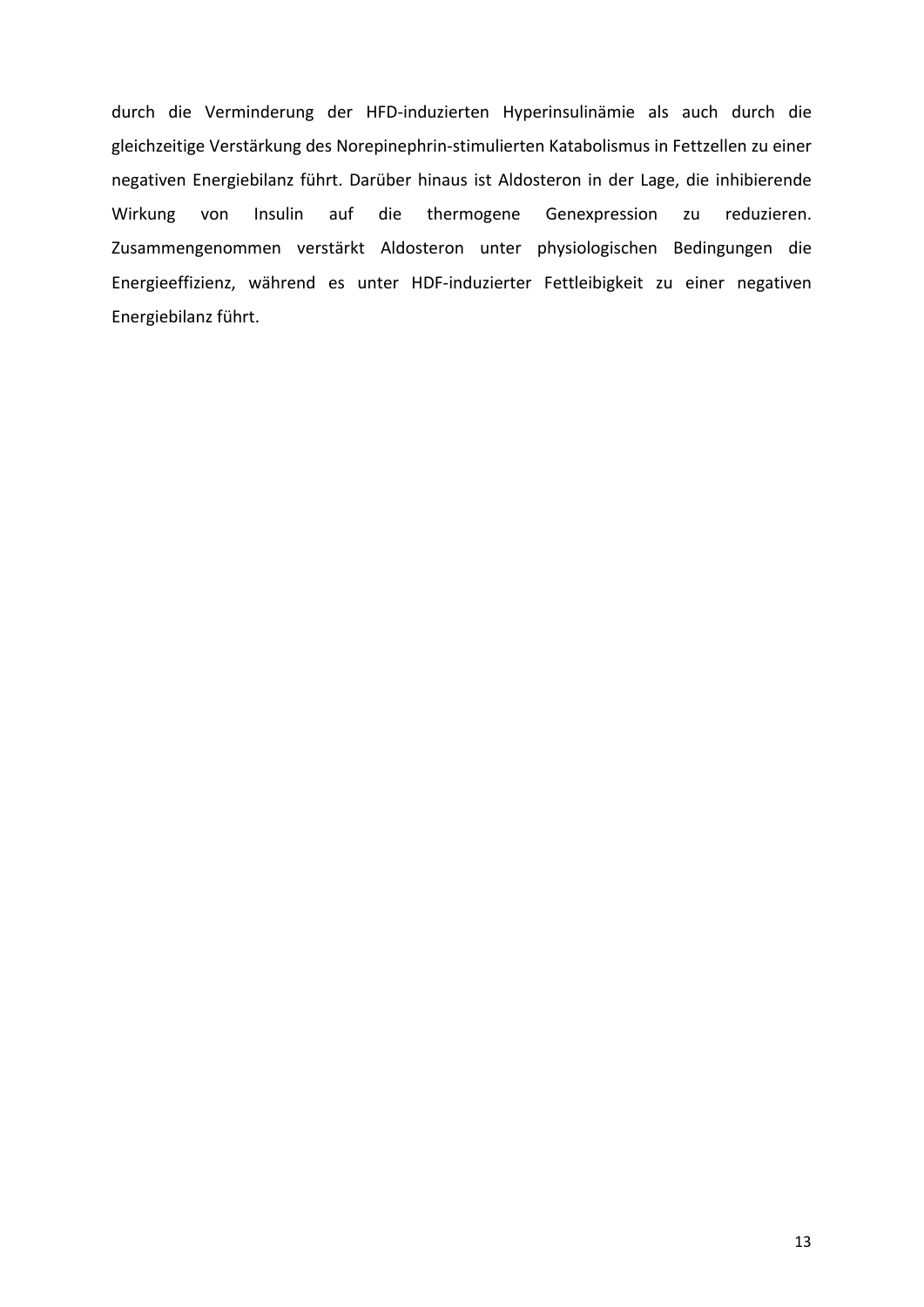durch die Verminderung der HFD-induzierten Hyperinsulinämie als auch durch die gleichzeitige Verstärkung des Norepinephrin-stimulierten Katabolismus in Fettzellen zu einer negativen Energiebilanz führt. Darüber hinaus ist Aldosteron in der Lage, die inhibierende Wirkung von Insulin auf die thermogene Genexpression zu reduzieren. Zusammengenommen verstärkt Aldosteron unter physiologischen Bedingungen die Energieeffizienz, während es unter HDF-induzierter Fettleibigkeit zu einer negativen Energiebilanz führt.